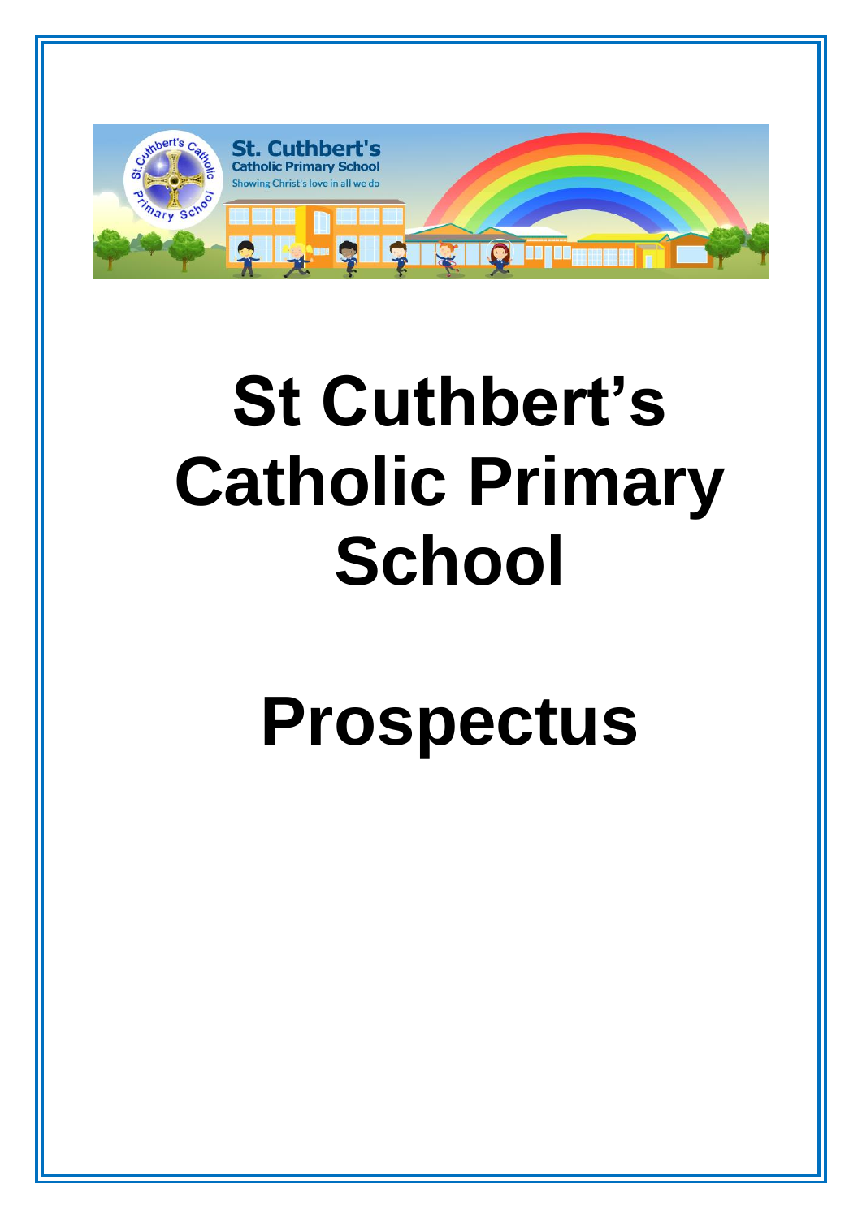# St Cuthbert's Catholic Primary School

# Prospectus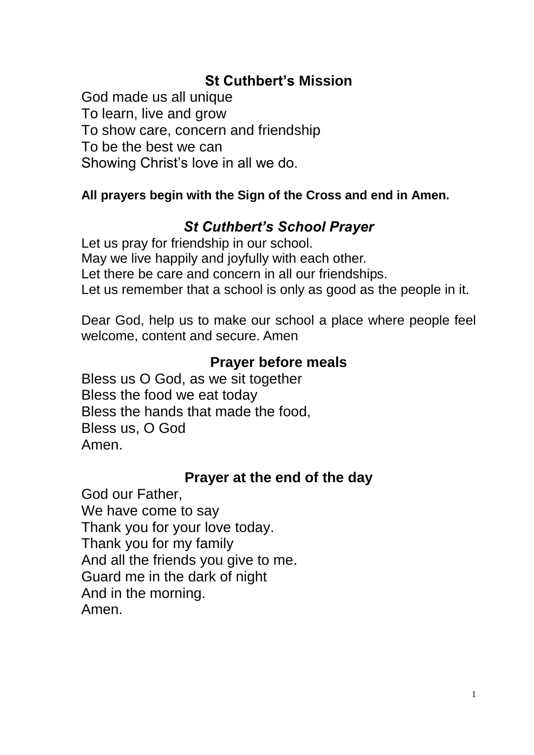## St Cuthbert's Mission

God made us all unique
To learn, live and grow
To show care, concern and friendship
To be the best we can
Showing Christ's love in all we do.

**All prayers begin with the Sign of the Cross and end in Amen.**

## *St Cuthbert's School Prayer*

Let us pray for friendship in our school.
May we live happily and joyfully with each other.
Let there be care and concern in all our friendships.
Let us remember that a school is only as good as the people in it.

Dear God, help us to make our school a place where people feel welcome, content and secure. Amen

## Prayer before meals

Bless us O God, as we sit together
Bless the food we eat today
Bless the hands that made the food,
Bless us, O God
Amen.

## Prayer at the end of the day

God our Father,
We have come to say
Thank you for your love today.
Thank you for my family
And all the friends you give to me.
Guard me in the dark of night
And in the morning.
Amen.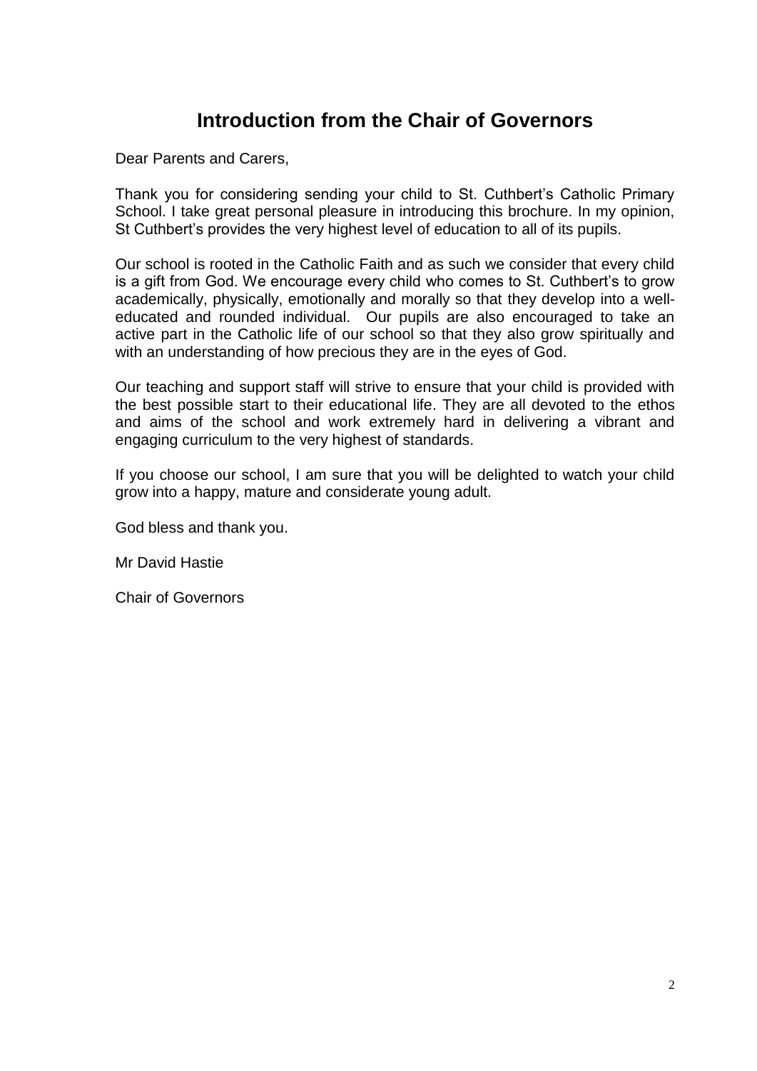# Introduction from the Chair of Governors

Dear Parents and Carers,

Thank you for considering sending your child to St. Cuthbert's Catholic Primary School. I take great personal pleasure in introducing this brochure. In my opinion, St Cuthbert's provides the very highest level of education to all of its pupils.

Our school is rooted in the Catholic Faith and as such we consider that every child is a gift from God. We encourage every child who comes to St. Cuthbert's to grow academically, physically, emotionally and morally so that they develop into a well-educated and rounded individual. Our pupils are also encouraged to take an active part in the Catholic life of our school so that they also grow spiritually and with an understanding of how precious they are in the eyes of God.

Our teaching and support staff will strive to ensure that your child is provided with the best possible start to their educational life. They are all devoted to the ethos and aims of the school and work extremely hard in delivering a vibrant and engaging curriculum to the very highest of standards.

If you choose our school, I am sure that you will be delighted to watch your child grow into a happy, mature and considerate young adult.

God bless and thank you.

Mr David Hastie

Chair of Governors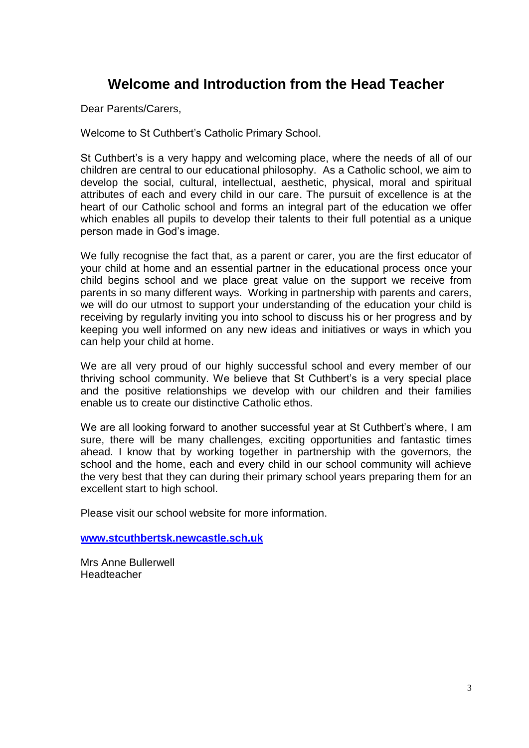# Welcome and Introduction from the Head Teacher

Dear Parents/Carers,

Welcome to St Cuthbert's Catholic Primary School.

St Cuthbert's is a very happy and welcoming place, where the needs of all of our children are central to our educational philosophy. As a Catholic school, we aim to develop the social, cultural, intellectual, aesthetic, physical, moral and spiritual attributes of each and every child in our care. The pursuit of excellence is at the heart of our Catholic school and forms an integral part of the education we offer which enables all pupils to develop their talents to their full potential as a unique person made in God's image.

We fully recognise the fact that, as a parent or carer, you are the first educator of your child at home and an essential partner in the educational process once your child begins school and we place great value on the support we receive from parents in so many different ways. Working in partnership with parents and carers, we will do our utmost to support your understanding of the education your child is receiving by regularly inviting you into school to discuss his or her progress and by keeping you well informed on any new ideas and initiatives or ways in which you can help your child at home.

We are all very proud of our highly successful school and every member of our thriving school community. We believe that St Cuthbert's is a very special place and the positive relationships we develop with our children and their families enable us to create our distinctive Catholic ethos.

We are all looking forward to another successful year at St Cuthbert's where, I am sure, there will be many challenges, exciting opportunities and fantastic times ahead. I know that by working together in partnership with the governors, the school and the home, each and every child in our school community will achieve the very best that they can during their primary school years preparing them for an excellent start to high school.

Please visit our school website for more information.

**www.stcuthbertsk.newcastle.sch.uk**

Mrs Anne Bullerwell
Headteacher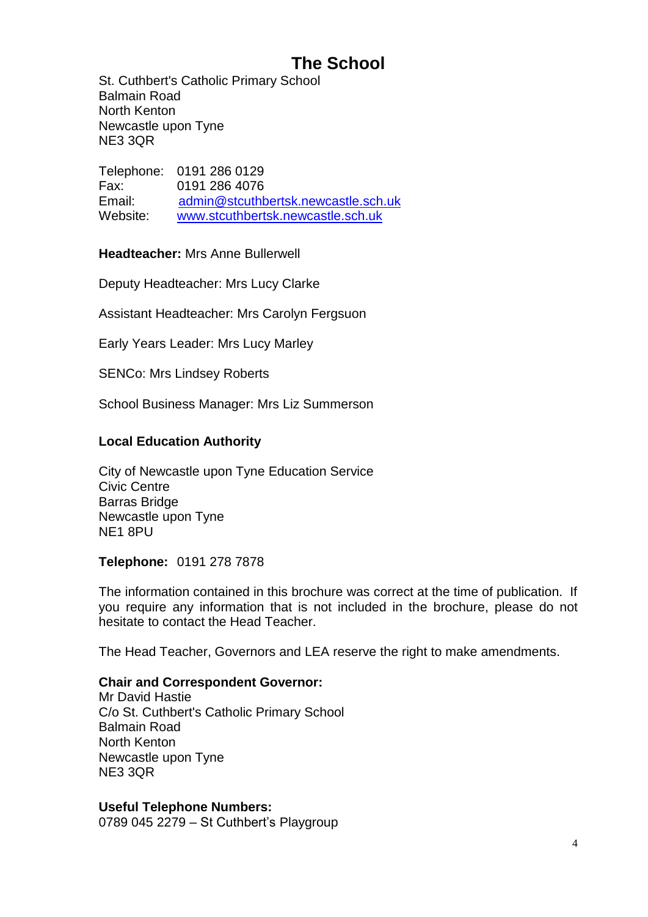# The School

St. Cuthbert's Catholic Primary School
Balmain Road
North Kenton
Newcastle upon Tyne
NE3 3QR

Telephone: 0191 286 0129
Fax: 0191 286 4076
Email: admin@stcuthbertsk.newcastle.sch.uk
Website: www.stcuthbertsk.newcastle.sch.uk

**Headteacher:** Mrs Anne Bullerwell

Deputy Headteacher: Mrs Lucy Clarke

Assistant Headteacher: Mrs Carolyn Fergsuon

Early Years Leader: Mrs Lucy Marley

SENCo: Mrs Lindsey Roberts

School Business Manager: Mrs Liz Summerson

**Local Education Authority**

City of Newcastle upon Tyne Education Service
Civic Centre
Barras Bridge
Newcastle upon Tyne
NE1 8PU

**Telephone:** 0191 278 7878

The information contained in this brochure was correct at the time of publication. If you require any information that is not included in the brochure, please do not hesitate to contact the Head Teacher.

The Head Teacher, Governors and LEA reserve the right to make amendments.

**Chair and Correspondent Governor:**
Mr David Hastie
C/o St. Cuthbert's Catholic Primary School
Balmain Road
North Kenton
Newcastle upon Tyne
NE3 3QR

**Useful Telephone Numbers:**
0789 045 2279 – St Cuthbert's Playgroup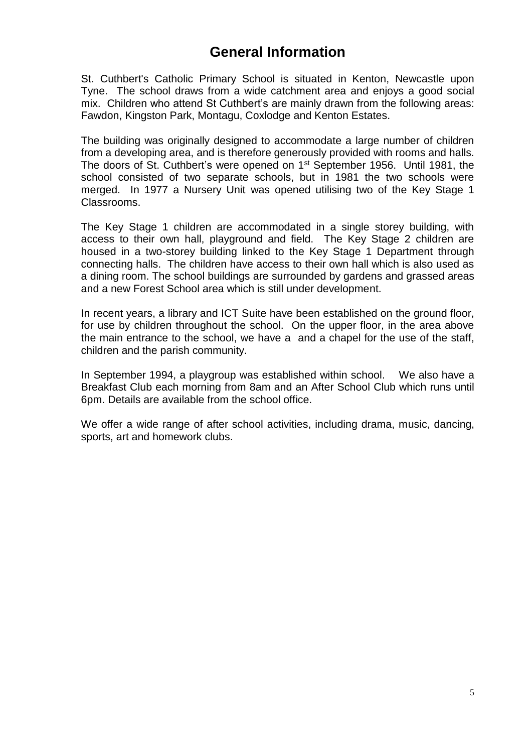# General Information

St. Cuthbert's Catholic Primary School is situated in Kenton, Newcastle upon Tyne. The school draws from a wide catchment area and enjoys a good social mix. Children who attend St Cuthbert's are mainly drawn from the following areas: Fawdon, Kingston Park, Montagu, Coxlodge and Kenton Estates.

The building was originally designed to accommodate a large number of children from a developing area, and is therefore generously provided with rooms and halls. The doors of St. Cuthbert's were opened on 1st September 1956. Until 1981, the school consisted of two separate schools, but in 1981 the two schools were merged. In 1977 a Nursery Unit was opened utilising two of the Key Stage 1 Classrooms.

The Key Stage 1 children are accommodated in a single storey building, with access to their own hall, playground and field. The Key Stage 2 children are housed in a two-storey building linked to the Key Stage 1 Department through connecting halls. The children have access to their own hall which is also used as a dining room. The school buildings are surrounded by gardens and grassed areas and a new Forest School area which is still under development.

In recent years, a library and ICT Suite have been established on the ground floor, for use by children throughout the school. On the upper floor, in the area above the main entrance to the school, we have a and a chapel for the use of the staff, children and the parish community.

In September 1994, a playgroup was established within school. We also have a Breakfast Club each morning from 8am and an After School Club which runs until 6pm. Details are available from the school office.

We offer a wide range of after school activities, including drama, music, dancing, sports, art and homework clubs.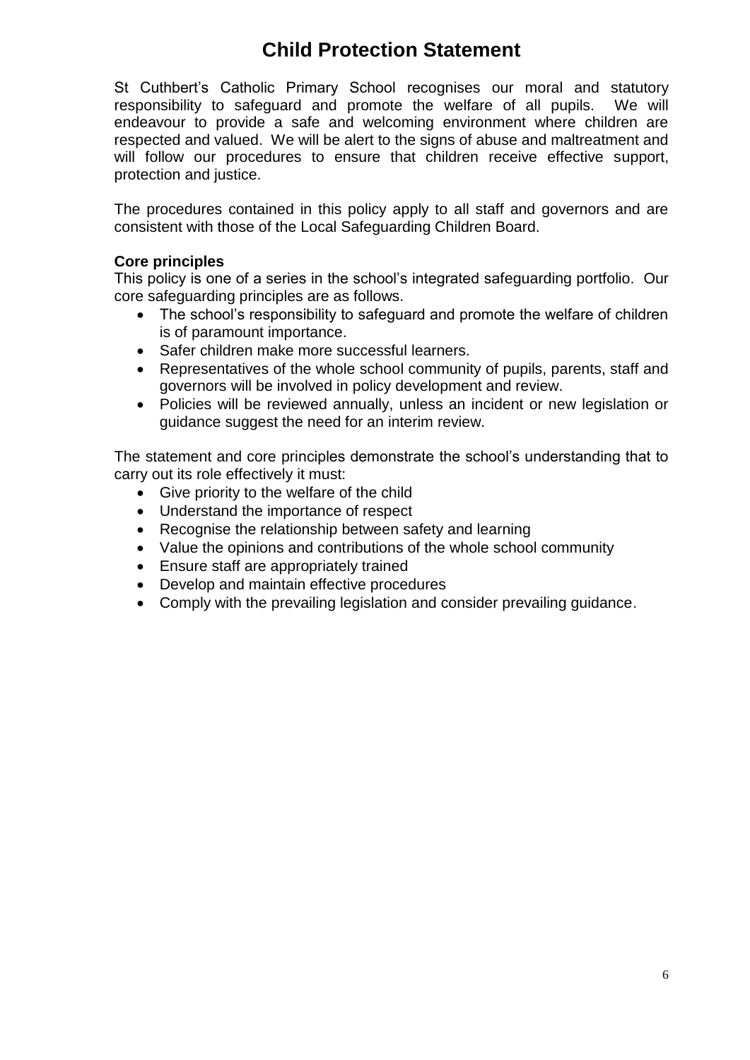# Child Protection Statement

St Cuthbert's Catholic Primary School recognises our moral and statutory responsibility to safeguard and promote the welfare of all pupils. We will endeavour to provide a safe and welcoming environment where children are respected and valued. We will be alert to the signs of abuse and maltreatment and will follow our procedures to ensure that children receive effective support, protection and justice.

The procedures contained in this policy apply to all staff and governors and are consistent with those of the Local Safeguarding Children Board.

**Core principles**

This policy is one of a series in the school's integrated safeguarding portfolio. Our core safeguarding principles are as follows.

- The school's responsibility to safeguard and promote the welfare of children is of paramount importance.
- Safer children make more successful learners.
- Representatives of the whole school community of pupils, parents, staff and governors will be involved in policy development and review.
- Policies will be reviewed annually, unless an incident or new legislation or guidance suggest the need for an interim review.

The statement and core principles demonstrate the school's understanding that to carry out its role effectively it must:

- Give priority to the welfare of the child
- Understand the importance of respect
- Recognise the relationship between safety and learning
- Value the opinions and contributions of the whole school community
- Ensure staff are appropriately trained
- Develop and maintain effective procedures
- Comply with the prevailing legislation and consider prevailing guidance.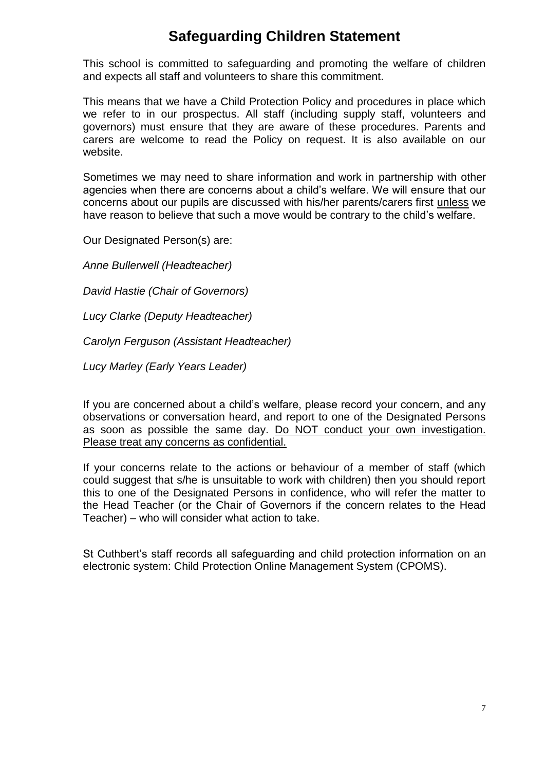# Safeguarding Children Statement

This school is committed to safeguarding and promoting the welfare of children and expects all staff and volunteers to share this commitment.

This means that we have a Child Protection Policy and procedures in place which we refer to in our prospectus. All staff (including supply staff, volunteers and governors) must ensure that they are aware of these procedures. Parents and carers are welcome to read the Policy on request. It is also available on our website.

Sometimes we may need to share information and work in partnership with other agencies when there are concerns about a child's welfare. We will ensure that our concerns about our pupils are discussed with his/her parents/carers first <u>unless</u> we have reason to believe that such a move would be contrary to the child's welfare.

Our Designated Person(s) are:

*Anne Bullerwell (Headteacher)*

*David Hastie (Chair of Governors)*

*Lucy Clarke (Deputy Headteacher)*

*Carolyn Ferguson (Assistant Headteacher)*

*Lucy Marley (Early Years Leader)*

If you are concerned about a child's welfare, please record your concern, and any observations or conversation heard, and report to one of the Designated Persons as soon as possible the same day. <u>Do NOT conduct your own investigation. Please treat any concerns as confidential.</u>

If your concerns relate to the actions or behaviour of a member of staff (which could suggest that s/he is unsuitable to work with children) then you should report this to one of the Designated Persons in confidence, who will refer the matter to the Head Teacher (or the Chair of Governors if the concern relates to the Head Teacher) – who will consider what action to take.

St Cuthbert's staff records all safeguarding and child protection information on an electronic system: Child Protection Online Management System (CPOMS).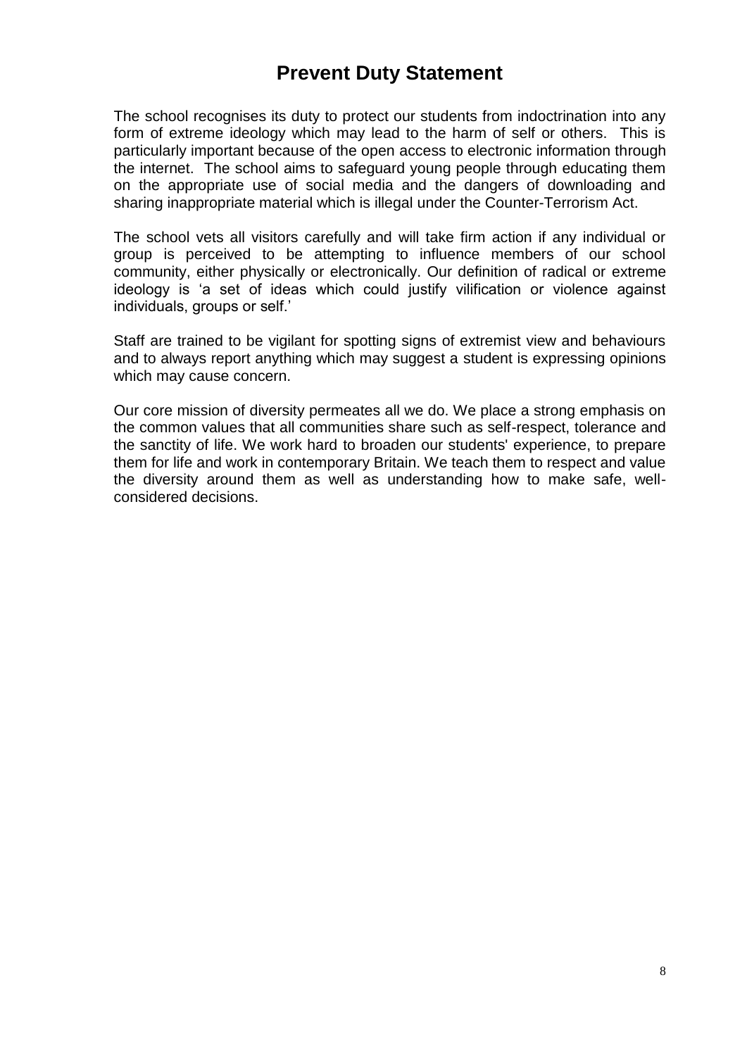# Prevent Duty Statement

The school recognises its duty to protect our students from indoctrination into any form of extreme ideology which may lead to the harm of self or others. This is particularly important because of the open access to electronic information through the internet. The school aims to safeguard young people through educating them on the appropriate use of social media and the dangers of downloading and sharing inappropriate material which is illegal under the Counter-Terrorism Act.

The school vets all visitors carefully and will take firm action if any individual or group is perceived to be attempting to influence members of our school community, either physically or electronically. Our definition of radical or extreme ideology is 'a set of ideas which could justify vilification or violence against individuals, groups or self.'

Staff are trained to be vigilant for spotting signs of extremist view and behaviours and to always report anything which may suggest a student is expressing opinions which may cause concern.

Our core mission of diversity permeates all we do. We place a strong emphasis on the common values that all communities share such as self-respect, tolerance and the sanctity of life. We work hard to broaden our students' experience, to prepare them for life and work in contemporary Britain. We teach them to respect and value the diversity around them as well as understanding how to make safe, well-considered decisions.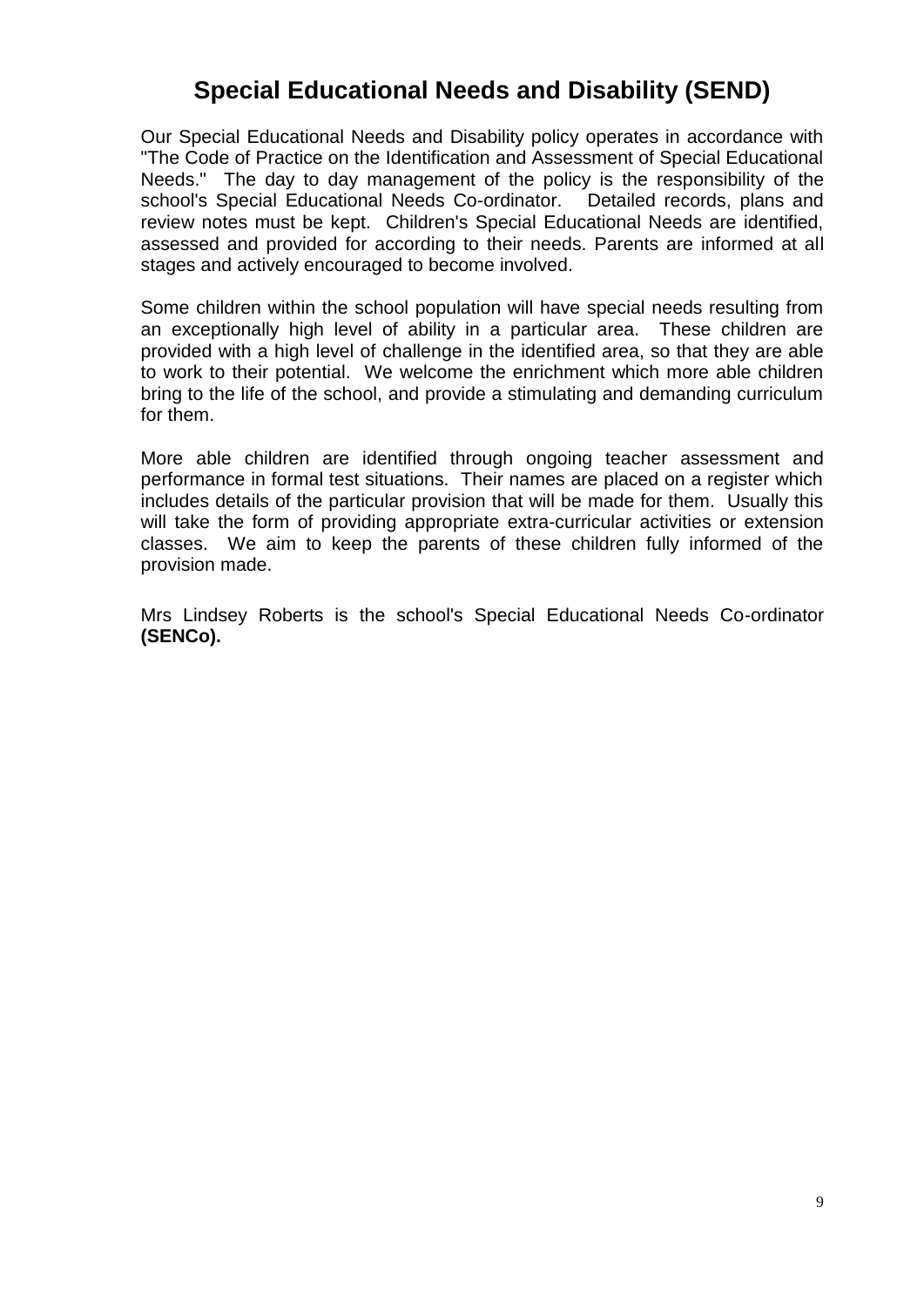# Special Educational Needs and Disability (SEND)

Our Special Educational Needs and Disability policy operates in accordance with "The Code of Practice on the Identification and Assessment of Special Educational Needs." The day to day management of the policy is the responsibility of the school's Special Educational Needs Co-ordinator. Detailed records, plans and review notes must be kept. Children's Special Educational Needs are identified, assessed and provided for according to their needs. Parents are informed at all stages and actively encouraged to become involved.

Some children within the school population will have special needs resulting from an exceptionally high level of ability in a particular area. These children are provided with a high level of challenge in the identified area, so that they are able to work to their potential. We welcome the enrichment which more able children bring to the life of the school, and provide a stimulating and demanding curriculum for them.

More able children are identified through ongoing teacher assessment and performance in formal test situations. Their names are placed on a register which includes details of the particular provision that will be made for them. Usually this will take the form of providing appropriate extra-curricular activities or extension classes. We aim to keep the parents of these children fully informed of the provision made.

Mrs Lindsey Roberts is the school's Special Educational Needs Co-ordinator **(SENCo).**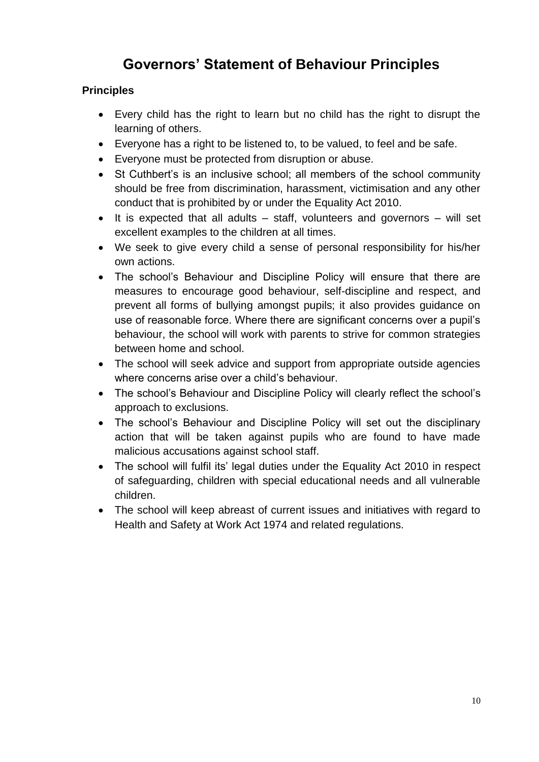# Governors' Statement of Behaviour Principles

### Principles

- Every child has the right to learn but no child has the right to disrupt the learning of others.
- Everyone has a right to be listened to, to be valued, to feel and be safe.
- Everyone must be protected from disruption or abuse.
- St Cuthbert's is an inclusive school; all members of the school community should be free from discrimination, harassment, victimisation and any other conduct that is prohibited by or under the Equality Act 2010.
- It is expected that all adults – staff, volunteers and governors – will set excellent examples to the children at all times.
- We seek to give every child a sense of personal responsibility for his/her own actions.
- The school's Behaviour and Discipline Policy will ensure that there are measures to encourage good behaviour, self-discipline and respect, and prevent all forms of bullying amongst pupils; it also provides guidance on use of reasonable force. Where there are significant concerns over a pupil's behaviour, the school will work with parents to strive for common strategies between home and school.
- The school will seek advice and support from appropriate outside agencies where concerns arise over a child's behaviour.
- The school's Behaviour and Discipline Policy will clearly reflect the school's approach to exclusions.
- The school's Behaviour and Discipline Policy will set out the disciplinary action that will be taken against pupils who are found to have made malicious accusations against school staff.
- The school will fulfil its' legal duties under the Equality Act 2010 in respect of safeguarding, children with special educational needs and all vulnerable children.
- The school will keep abreast of current issues and initiatives with regard to Health and Safety at Work Act 1974 and related regulations.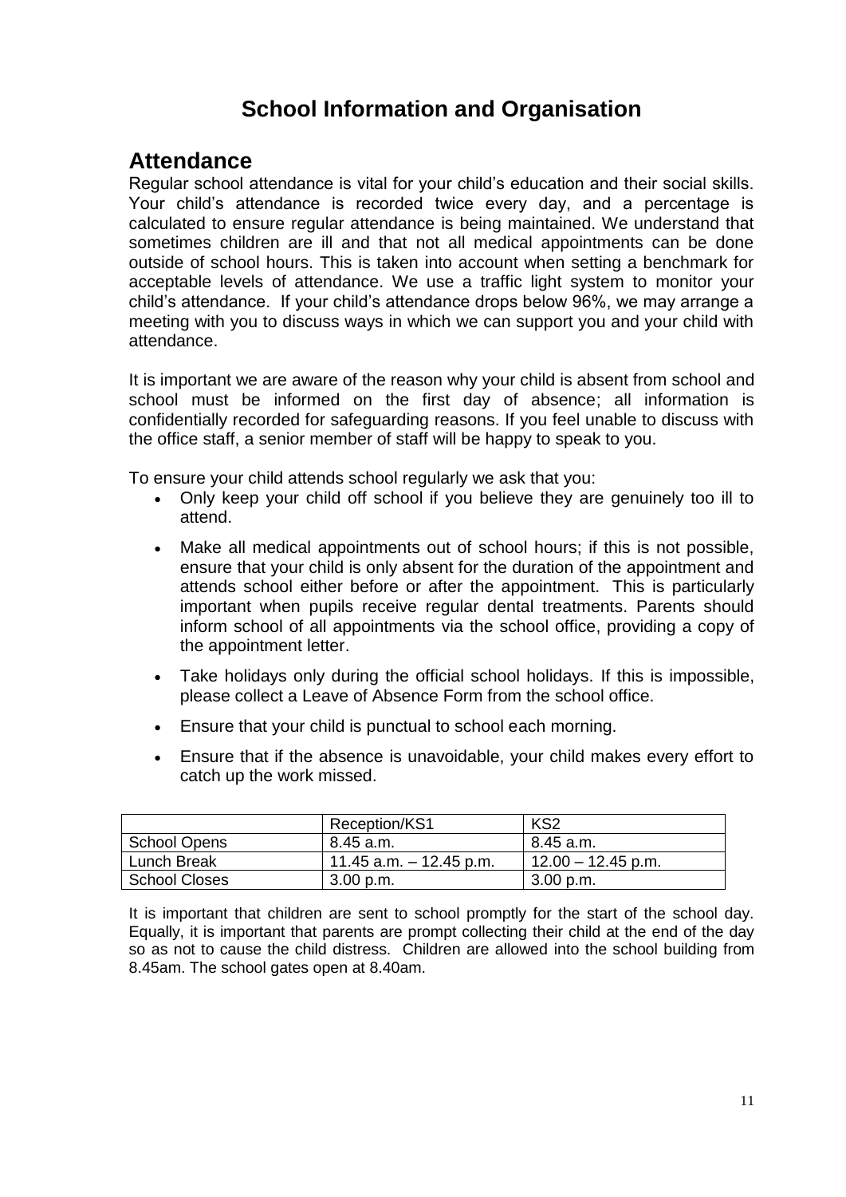# School Information and Organisation

## Attendance

Regular school attendance is vital for your child's education and their social skills. Your child's attendance is recorded twice every day, and a percentage is calculated to ensure regular attendance is being maintained. We understand that sometimes children are ill and that not all medical appointments can be done outside of school hours. This is taken into account when setting a benchmark for acceptable levels of attendance. We use a traffic light system to monitor your child's attendance. If your child's attendance drops below 96%, we may arrange a meeting with you to discuss ways in which we can support you and your child with attendance.

It is important we are aware of the reason why your child is absent from school and school must be informed on the first day of absence; all information is confidentially recorded for safeguarding reasons. If you feel unable to discuss with the office staff, a senior member of staff will be happy to speak to you.

To ensure your child attends school regularly we ask that you:

- Only keep your child off school if you believe they are genuinely too ill to attend.
- Make all medical appointments out of school hours; if this is not possible, ensure that your child is only absent for the duration of the appointment and attends school either before or after the appointment. This is particularly important when pupils receive regular dental treatments. Parents should inform school of all appointments via the school office, providing a copy of the appointment letter.
- Take holidays only during the official school holidays. If this is impossible, please collect a Leave of Absence Form from the school office.
- Ensure that your child is punctual to school each morning.
- Ensure that if the absence is unavoidable, your child makes every effort to catch up the work missed.

| | Reception/KS1 | KS2 |
| --- | --- | --- |
| School Opens | 8.45 a.m. | 8.45 a.m. |
| Lunch Break | 11.45 a.m. – 12.45 p.m. | 12.00 – 12.45 p.m. |
| School Closes | 3.00 p.m. | 3.00 p.m. |

It is important that children are sent to school promptly for the start of the school day. Equally, it is important that parents are prompt collecting their child at the end of the day so as not to cause the child distress. Children are allowed into the school building from 8.45am. The school gates open at 8.40am.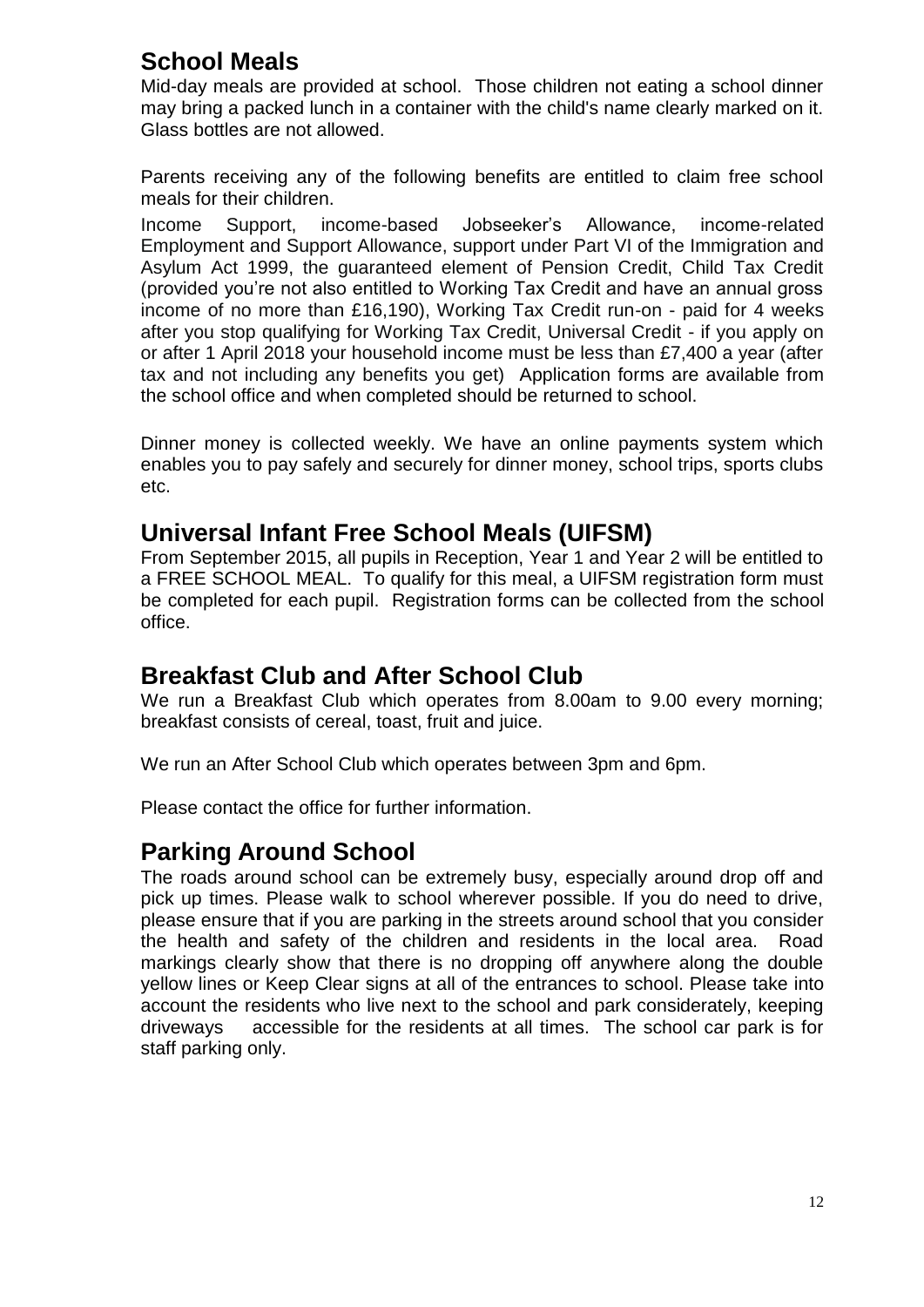## School Meals

Mid-day meals are provided at school. Those children not eating a school dinner may bring a packed lunch in a container with the child's name clearly marked on it. Glass bottles are not allowed.

Parents receiving any of the following benefits are entitled to claim free school meals for their children.

Income Support, income-based Jobseeker's Allowance, income-related Employment and Support Allowance, support under Part VI of the Immigration and Asylum Act 1999, the guaranteed element of Pension Credit, Child Tax Credit (provided you're not also entitled to Working Tax Credit and have an annual gross income of no more than £16,190), Working Tax Credit run-on - paid for 4 weeks after you stop qualifying for Working Tax Credit, Universal Credit - if you apply on or after 1 April 2018 your household income must be less than £7,400 a year (after tax and not including any benefits you get) Application forms are available from the school office and when completed should be returned to school.

Dinner money is collected weekly. We have an online payments system which enables you to pay safely and securely for dinner money, school trips, sports clubs etc.

## Universal Infant Free School Meals (UIFSM)

From September 2015, all pupils in Reception, Year 1 and Year 2 will be entitled to a FREE SCHOOL MEAL. To qualify for this meal, a UIFSM registration form must be completed for each pupil. Registration forms can be collected from the school office.

## Breakfast Club and After School Club

We run a Breakfast Club which operates from 8.00am to 9.00 every morning; breakfast consists of cereal, toast, fruit and juice.

We run an After School Club which operates between 3pm and 6pm.

Please contact the office for further information.

## Parking Around School

The roads around school can be extremely busy, especially around drop off and pick up times. Please walk to school wherever possible. If you do need to drive, please ensure that if you are parking in the streets around school that you consider the health and safety of the children and residents in the local area. Road markings clearly show that there is no dropping off anywhere along the double yellow lines or Keep Clear signs at all of the entrances to school. Please take into account the residents who live next to the school and park considerately, keeping driveways accessible for the residents at all times. The school car park is for staff parking only.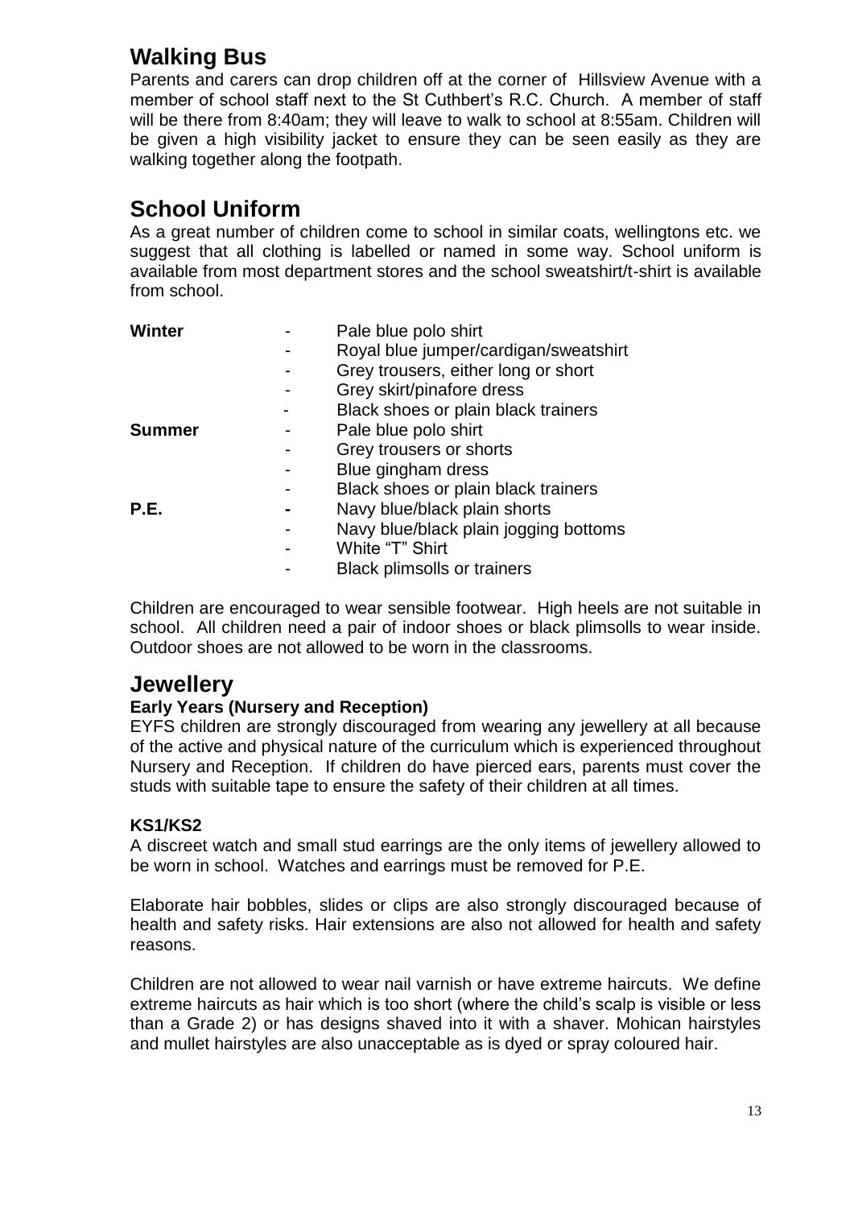## Walking Bus

Parents and carers can drop children off at the corner of Hillsview Avenue with a member of school staff next to the St Cuthbert's R.C. Church. A member of staff will be there from 8:40am; they will leave to walk to school at 8:55am. Children will be given a high visibility jacket to ensure they can be seen easily as they are walking together along the footpath.

## School Uniform

As a great number of children come to school in similar coats, wellingtons etc. we suggest that all clothing is labelled or named in some way. School uniform is available from most department stores and the school sweatshirt/t-shirt is available from school.

**Winter**
- Pale blue polo shirt
- Royal blue jumper/cardigan/sweatshirt
- Grey trousers, either long or short
- Grey skirt/pinafore dress
- Black shoes or plain black trainers

**Summer**
- Pale blue polo shirt
- Grey trousers or shorts
- Blue gingham dress
- Black shoes or plain black trainers

**P.E.**
- Navy blue/black plain shorts
- Navy blue/black plain jogging bottoms
- White "T" Shirt
- Black plimsolls or trainers

Children are encouraged to wear sensible footwear. High heels are not suitable in school. All children need a pair of indoor shoes or black plimsolls to wear inside. Outdoor shoes are not allowed to be worn in the classrooms.

## Jewellery

**Early Years (Nursery and Reception)**

EYFS children are strongly discouraged from wearing any jewellery at all because of the active and physical nature of the curriculum which is experienced throughout Nursery and Reception. If children do have pierced ears, parents must cover the studs with suitable tape to ensure the safety of their children at all times.

**KS1/KS2**

A discreet watch and small stud earrings are the only items of jewellery allowed to be worn in school. Watches and earrings must be removed for P.E.

Elaborate hair bobbles, slides or clips are also strongly discouraged because of health and safety risks. Hair extensions are also not allowed for health and safety reasons.

Children are not allowed to wear nail varnish or have extreme haircuts. We define extreme haircuts as hair which is too short (where the child's scalp is visible or less than a Grade 2) or has designs shaved into it with a shaver. Mohican hairstyles and mullet hairstyles are also unacceptable as is dyed or spray coloured hair.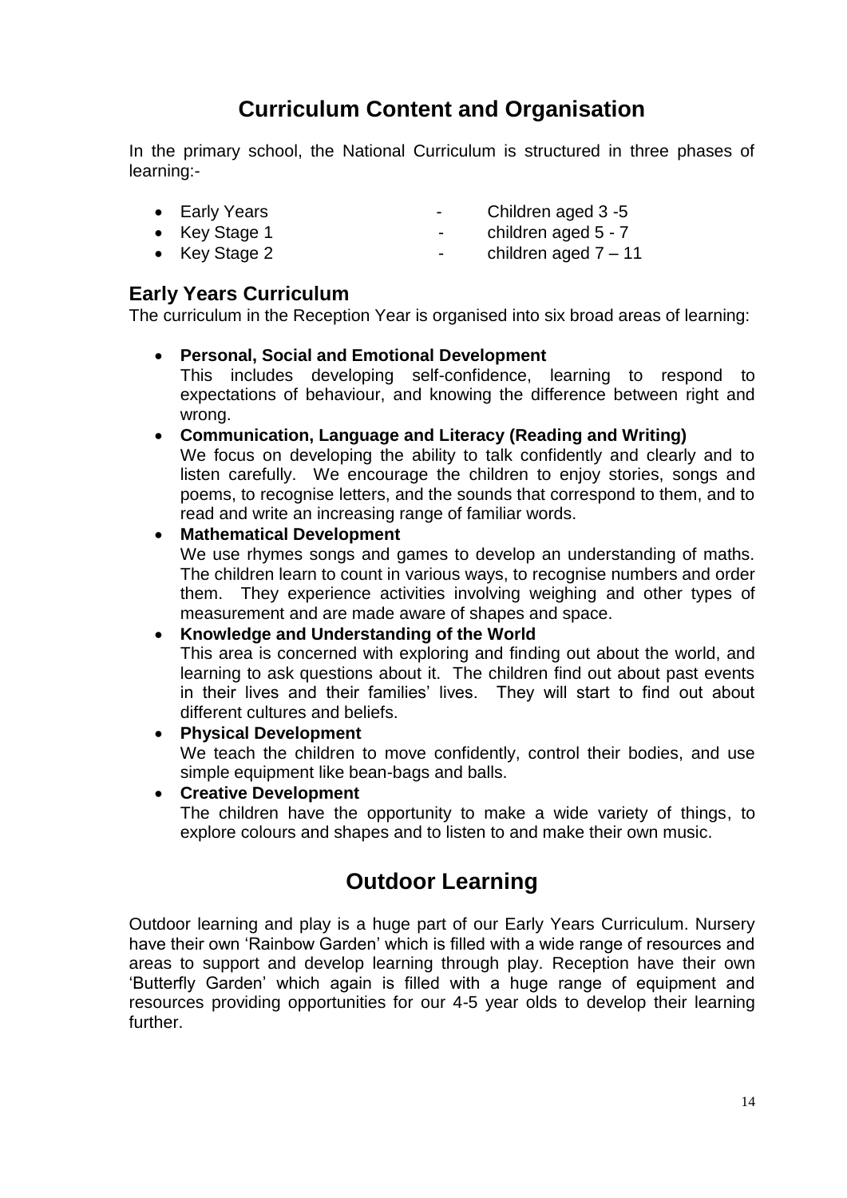# Curriculum Content and Organisation

In the primary school, the National Curriculum is structured in three phases of learning:-

- Early Years - Children aged 3 -5
- Key Stage 1 - children aged 5 - 7
- Key Stage 2 - children aged 7 – 11

## Early Years Curriculum

The curriculum in the Reception Year is organised into six broad areas of learning:

- **Personal, Social and Emotional Development**
  This includes developing self-confidence, learning to respond to expectations of behaviour, and knowing the difference between right and wrong.
- **Communication, Language and Literacy (Reading and Writing)**
  We focus on developing the ability to talk confidently and clearly and to listen carefully. We encourage the children to enjoy stories, songs and poems, to recognise letters, and the sounds that correspond to them, and to read and write an increasing range of familiar words.
- **Mathematical Development**
  We use rhymes songs and games to develop an understanding of maths. The children learn to count in various ways, to recognise numbers and order them. They experience activities involving weighing and other types of measurement and are made aware of shapes and space.
- **Knowledge and Understanding of the World**
  This area is concerned with exploring and finding out about the world, and learning to ask questions about it. The children find out about past events in their lives and their families' lives. They will start to find out about different cultures and beliefs.
- **Physical Development**
  We teach the children to move confidently, control their bodies, and use simple equipment like bean-bags and balls.
- **Creative Development**
  The children have the opportunity to make a wide variety of things, to explore colours and shapes and to listen to and make their own music.

# Outdoor Learning

Outdoor learning and play is a huge part of our Early Years Curriculum. Nursery have their own 'Rainbow Garden' which is filled with a wide range of resources and areas to support and develop learning through play. Reception have their own 'Butterfly Garden' which again is filled with a huge range of equipment and resources providing opportunities for our 4-5 year olds to develop their learning further.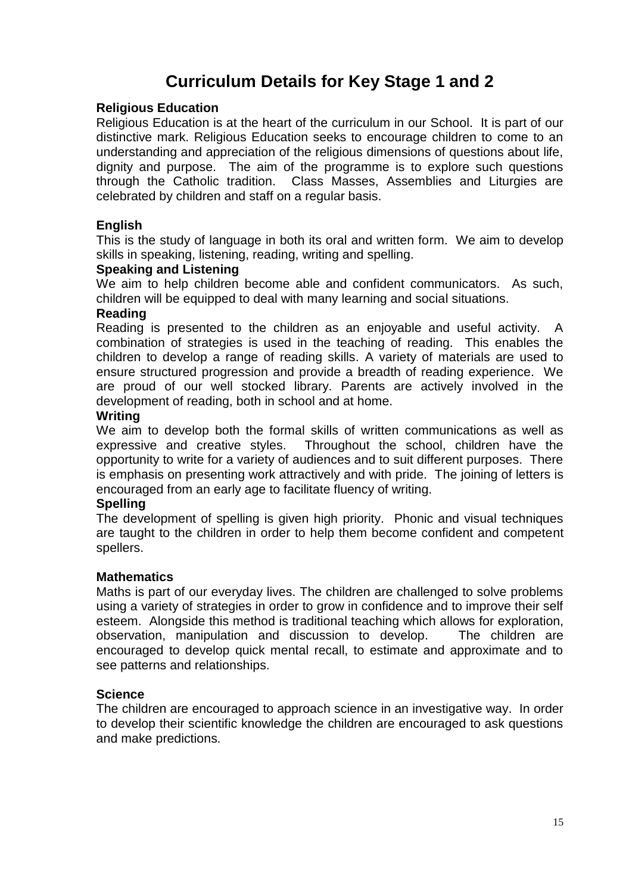# Curriculum Details for Key Stage 1 and 2

### Religious Education

Religious Education is at the heart of the curriculum in our School. It is part of our distinctive mark. Religious Education seeks to encourage children to come to an understanding and appreciation of the religious dimensions of questions about life, dignity and purpose. The aim of the programme is to explore such questions through the Catholic tradition. Class Masses, Assemblies and Liturgies are celebrated by children and staff on a regular basis.

### English

This is the study of language in both its oral and written form. We aim to develop skills in speaking, listening, reading, writing and spelling.

**Speaking and Listening**

We aim to help children become able and confident communicators. As such, children will be equipped to deal with many learning and social situations.

**Reading**

Reading is presented to the children as an enjoyable and useful activity. A combination of strategies is used in the teaching of reading. This enables the children to develop a range of reading skills. A variety of materials are used to ensure structured progression and provide a breadth of reading experience. We are proud of our well stocked library. Parents are actively involved in the development of reading, both in school and at home.

**Writing**

We aim to develop both the formal skills of written communications as well as expressive and creative styles. Throughout the school, children have the opportunity to write for a variety of audiences and to suit different purposes. There is emphasis on presenting work attractively and with pride. The joining of letters is encouraged from an early age to facilitate fluency of writing.

**Spelling**

The development of spelling is given high priority. Phonic and visual techniques are taught to the children in order to help them become confident and competent spellers.

### Mathematics

Maths is part of our everyday lives. The children are challenged to solve problems using a variety of strategies in order to grow in confidence and to improve their self esteem. Alongside this method is traditional teaching which allows for exploration, observation, manipulation and discussion to develop. The children are encouraged to develop quick mental recall, to estimate and approximate and to see patterns and relationships.

### Science

The children are encouraged to approach science in an investigative way. In order to develop their scientific knowledge the children are encouraged to ask questions and make predictions.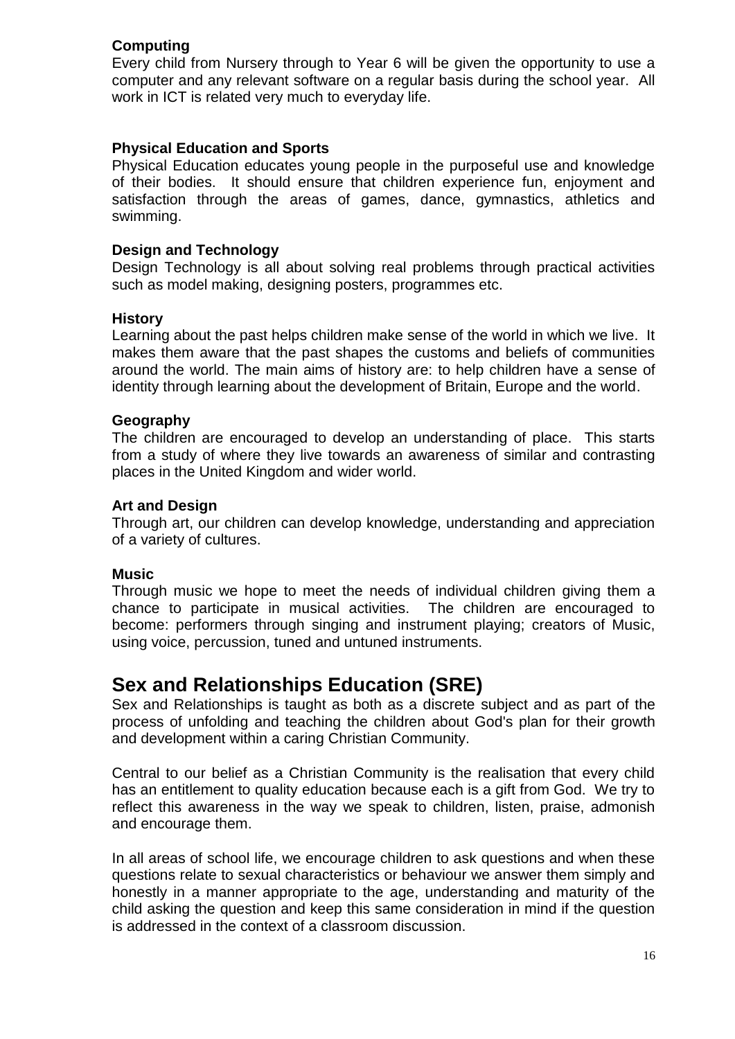### Computing

Every child from Nursery through to Year 6 will be given the opportunity to use a computer and any relevant software on a regular basis during the school year. All work in ICT is related very much to everyday life.

### Physical Education and Sports

Physical Education educates young people in the purposeful use and knowledge of their bodies. It should ensure that children experience fun, enjoyment and satisfaction through the areas of games, dance, gymnastics, athletics and swimming.

### Design and Technology

Design Technology is all about solving real problems through practical activities such as model making, designing posters, programmes etc.

### History

Learning about the past helps children make sense of the world in which we live. It makes them aware that the past shapes the customs and beliefs of communities around the world. The main aims of history are: to help children have a sense of identity through learning about the development of Britain, Europe and the world.

### Geography

The children are encouraged to develop an understanding of place. This starts from a study of where they live towards an awareness of similar and contrasting places in the United Kingdom and wider world.

### Art and Design

Through art, our children can develop knowledge, understanding and appreciation of a variety of cultures.

### Music

Through music we hope to meet the needs of individual children giving them a chance to participate in musical activities. The children are encouraged to become: performers through singing and instrument playing; creators of Music, using voice, percussion, tuned and untuned instruments.

## Sex and Relationships Education (SRE)

Sex and Relationships is taught as both as a discrete subject and as part of the process of unfolding and teaching the children about God's plan for their growth and development within a caring Christian Community.

Central to our belief as a Christian Community is the realisation that every child has an entitlement to quality education because each is a gift from God. We try to reflect this awareness in the way we speak to children, listen, praise, admonish and encourage them.

In all areas of school life, we encourage children to ask questions and when these questions relate to sexual characteristics or behaviour we answer them simply and honestly in a manner appropriate to the age, understanding and maturity of the child asking the question and keep this same consideration in mind if the question is addressed in the context of a classroom discussion.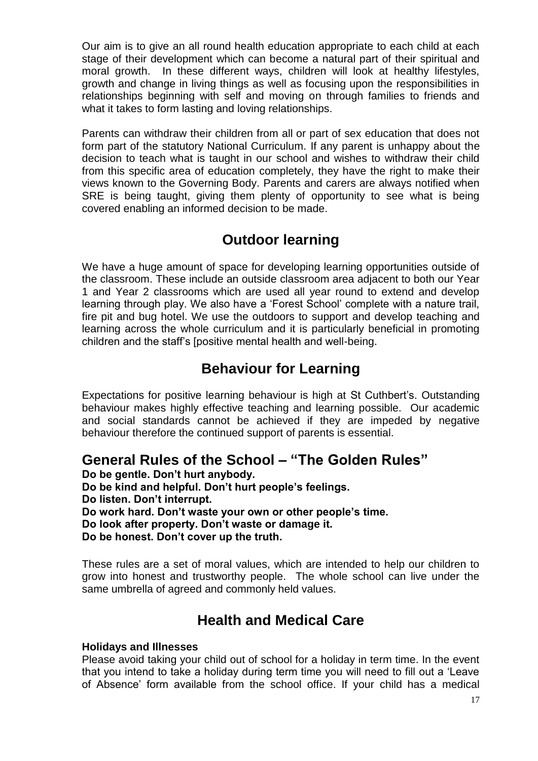Our aim is to give an all round health education appropriate to each child at each stage of their development which can become a natural part of their spiritual and moral growth. In these different ways, children will look at healthy lifestyles, growth and change in living things as well as focusing upon the responsibilities in relationships beginning with self and moving on through families to friends and what it takes to form lasting and loving relationships.

Parents can withdraw their children from all or part of sex education that does not form part of the statutory National Curriculum. If any parent is unhappy about the decision to teach what is taught in our school and wishes to withdraw their child from this specific area of education completely, they have the right to make their views known to the Governing Body. Parents and carers are always notified when SRE is being taught, giving them plenty of opportunity to see what is being covered enabling an informed decision to be made.

## Outdoor learning

We have a huge amount of space for developing learning opportunities outside of the classroom. These include an outside classroom area adjacent to both our Year 1 and Year 2 classrooms which are used all year round to extend and develop learning through play. We also have a 'Forest School' complete with a nature trail, fire pit and bug hotel. We use the outdoors to support and develop teaching and learning across the whole curriculum and it is particularly beneficial in promoting children and the staff's [positive mental health and well-being.

## Behaviour for Learning

Expectations for positive learning behaviour is high at St Cuthbert's. Outstanding behaviour makes highly effective teaching and learning possible. Our academic and social standards cannot be achieved if they are impeded by negative behaviour therefore the continued support of parents is essential.

## General Rules of the School – "The Golden Rules"

**Do be gentle. Don't hurt anybody.**
**Do be kind and helpful. Don't hurt people's feelings.**
**Do listen. Don't interrupt.**
**Do work hard. Don't waste your own or other people's time.**
**Do look after property. Don't waste or damage it.**
**Do be honest. Don't cover up the truth.**

These rules are a set of moral values, which are intended to help our children to grow into honest and trustworthy people. The whole school can live under the same umbrella of agreed and commonly held values.

## Health and Medical Care

**Holidays and Illnesses**

Please avoid taking your child out of school for a holiday in term time. In the event that you intend to take a holiday during term time you will need to fill out a 'Leave of Absence' form available from the school office. If your child has a medical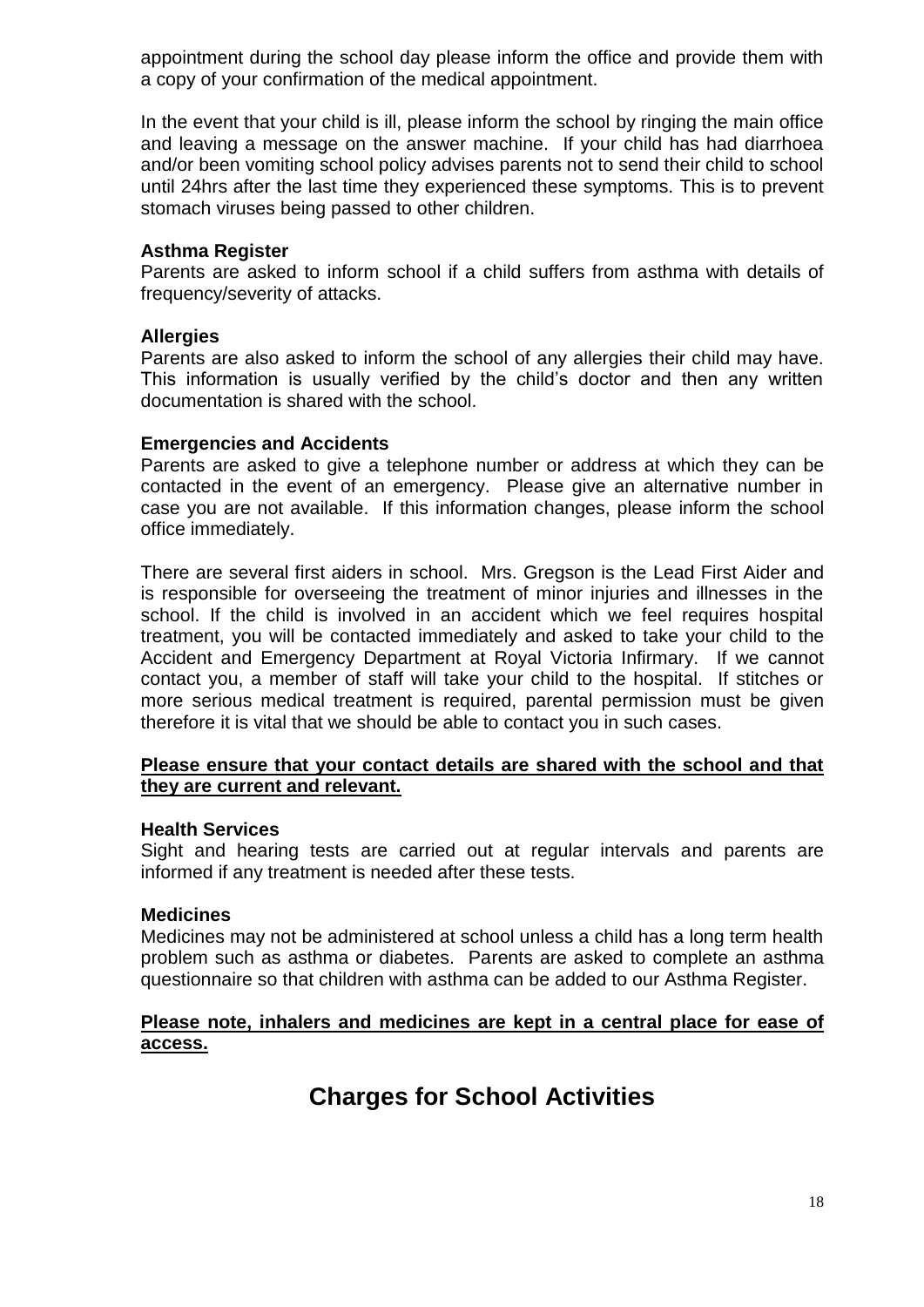appointment during the school day please inform the office and provide them with a copy of your confirmation of the medical appointment.

In the event that your child is ill, please inform the school by ringing the main office and leaving a message on the answer machine. If your child has had diarrhoea and/or been vomiting school policy advises parents not to send their child to school until 24hrs after the last time they experienced these symptoms. This is to prevent stomach viruses being passed to other children.

**Asthma Register**

Parents are asked to inform school if a child suffers from asthma with details of frequency/severity of attacks.

**Allergies**

Parents are also asked to inform the school of any allergies their child may have. This information is usually verified by the child's doctor and then any written documentation is shared with the school.

**Emergencies and Accidents**

Parents are asked to give a telephone number or address at which they can be contacted in the event of an emergency. Please give an alternative number in case you are not available. If this information changes, please inform the school office immediately.

There are several first aiders in school. Mrs. Gregson is the Lead First Aider and is responsible for overseeing the treatment of minor injuries and illnesses in the school. If the child is involved in an accident which we feel requires hospital treatment, you will be contacted immediately and asked to take your child to the Accident and Emergency Department at Royal Victoria Infirmary. If we cannot contact you, a member of staff will take your child to the hospital. If stitches or more serious medical treatment is required, parental permission must be given therefore it is vital that we should be able to contact you in such cases.

<u>**Please ensure that your contact details are shared with the school and that they are current and relevant.**</u>

**Health Services**

Sight and hearing tests are carried out at regular intervals and parents are informed if any treatment is needed after these tests.

**Medicines**

Medicines may not be administered at school unless a child has a long term health problem such as asthma or diabetes. Parents are asked to complete an asthma questionnaire so that children with asthma can be added to our Asthma Register.

<u>**Please note, inhalers and medicines are kept in a central place for ease of access.**</u>

# Charges for School Activities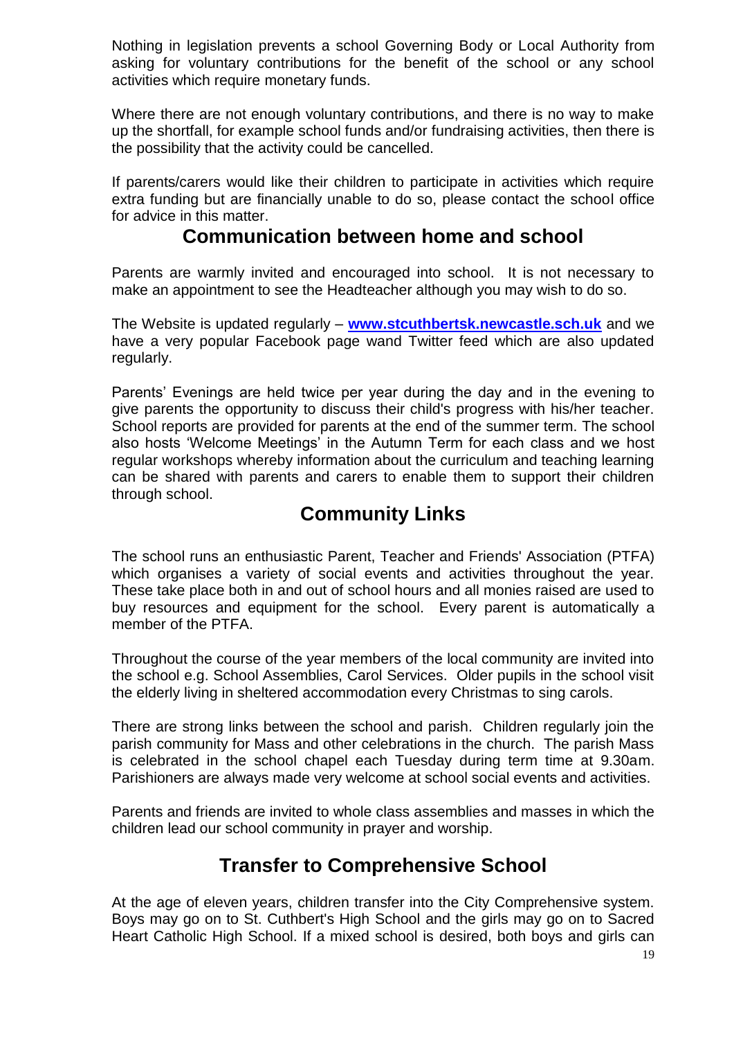Nothing in legislation prevents a school Governing Body or Local Authority from asking for voluntary contributions for the benefit of the school or any school activities which require monetary funds.

Where there are not enough voluntary contributions, and there is no way to make up the shortfall, for example school funds and/or fundraising activities, then there is the possibility that the activity could be cancelled.

If parents/carers would like their children to participate in activities which require extra funding but are financially unable to do so, please contact the school office for advice in this matter.

## Communication between home and school

Parents are warmly invited and encouraged into school. It is not necessary to make an appointment to see the Headteacher although you may wish to do so.

The Website is updated regularly – **[www.stcuthbertsk.newcastle.sch.uk](http://www.stcuthbertsk.newcastle.sch.uk)** and we have a very popular Facebook page wand Twitter feed which are also updated regularly.

Parents' Evenings are held twice per year during the day and in the evening to give parents the opportunity to discuss their child's progress with his/her teacher. School reports are provided for parents at the end of the summer term. The school also hosts 'Welcome Meetings' in the Autumn Term for each class and we host regular workshops whereby information about the curriculum and teaching learning can be shared with parents and carers to enable them to support their children through school.

## Community Links

The school runs an enthusiastic Parent, Teacher and Friends' Association (PTFA) which organises a variety of social events and activities throughout the year. These take place both in and out of school hours and all monies raised are used to buy resources and equipment for the school. Every parent is automatically a member of the PTFA.

Throughout the course of the year members of the local community are invited into the school e.g. School Assemblies, Carol Services. Older pupils in the school visit the elderly living in sheltered accommodation every Christmas to sing carols.

There are strong links between the school and parish. Children regularly join the parish community for Mass and other celebrations in the church. The parish Mass is celebrated in the school chapel each Tuesday during term time at 9.30am. Parishioners are always made very welcome at school social events and activities.

Parents and friends are invited to whole class assemblies and masses in which the children lead our school community in prayer and worship.

## Transfer to Comprehensive School

At the age of eleven years, children transfer into the City Comprehensive system. Boys may go on to St. Cuthbert's High School and the girls may go on to Sacred Heart Catholic High School. If a mixed school is desired, both boys and girls can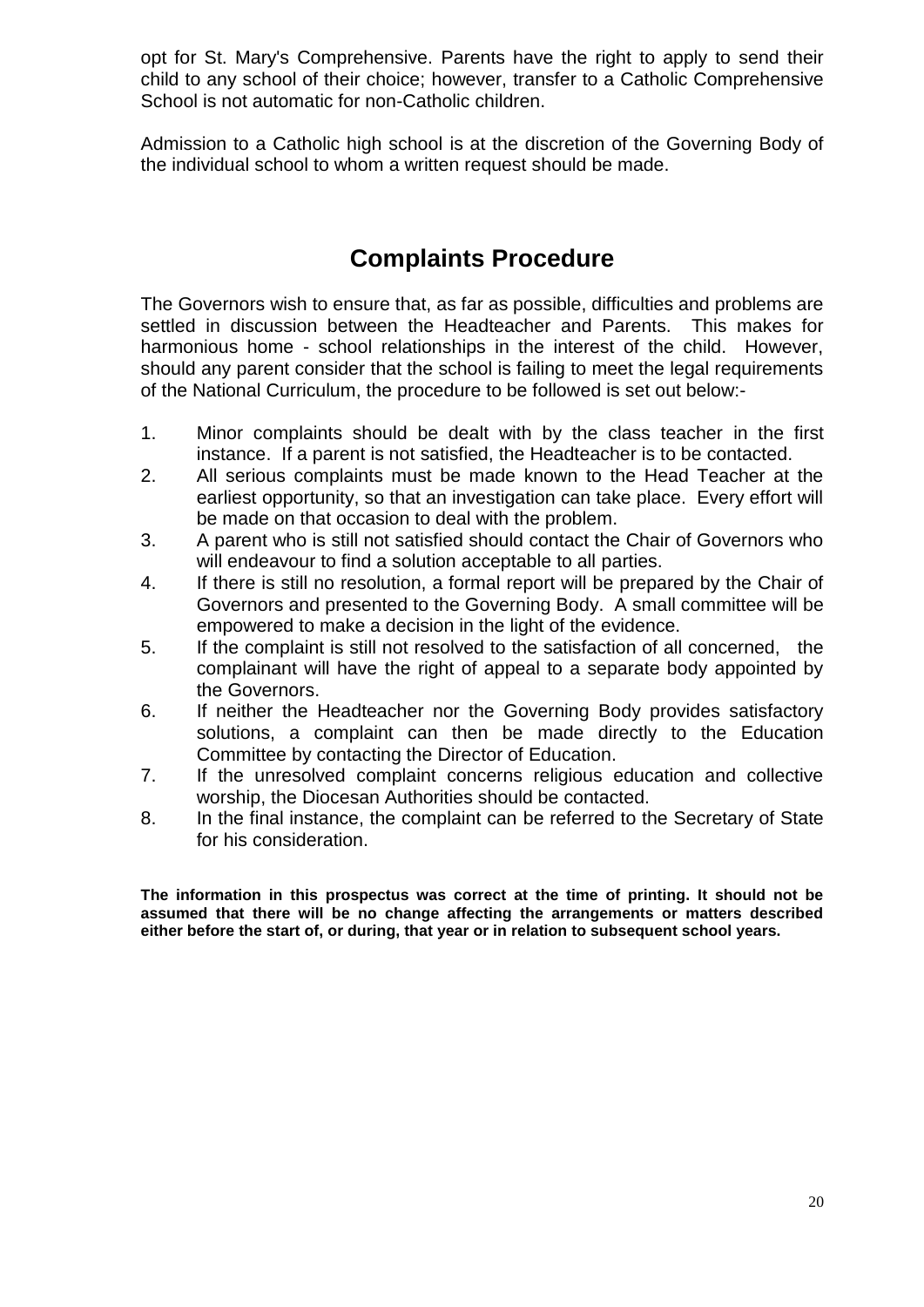opt for St. Mary's Comprehensive. Parents have the right to apply to send their child to any school of their choice; however, transfer to a Catholic Comprehensive School is not automatic for non-Catholic children.

Admission to a Catholic high school is at the discretion of the Governing Body of the individual school to whom a written request should be made.

## Complaints Procedure

The Governors wish to ensure that, as far as possible, difficulties and problems are settled in discussion between the Headteacher and Parents. This makes for harmonious home - school relationships in the interest of the child. However, should any parent consider that the school is failing to meet the legal requirements of the National Curriculum, the procedure to be followed is set out below:-

1. Minor complaints should be dealt with by the class teacher in the first instance. If a parent is not satisfied, the Headteacher is to be contacted.
2. All serious complaints must be made known to the Head Teacher at the earliest opportunity, so that an investigation can take place. Every effort will be made on that occasion to deal with the problem.
3. A parent who is still not satisfied should contact the Chair of Governors who will endeavour to find a solution acceptable to all parties.
4. If there is still no resolution, a formal report will be prepared by the Chair of Governors and presented to the Governing Body. A small committee will be empowered to make a decision in the light of the evidence.
5. If the complaint is still not resolved to the satisfaction of all concerned, the complainant will have the right of appeal to a separate body appointed by the Governors.
6. If neither the Headteacher nor the Governing Body provides satisfactory solutions, a complaint can then be made directly to the Education Committee by contacting the Director of Education.
7. If the unresolved complaint concerns religious education and collective worship, the Diocesan Authorities should be contacted.
8. In the final instance, the complaint can be referred to the Secretary of State for his consideration.

**The information in this prospectus was correct at the time of printing. It should not be assumed that there will be no change affecting the arrangements or matters described either before the start of, or during, that year or in relation to subsequent school years.**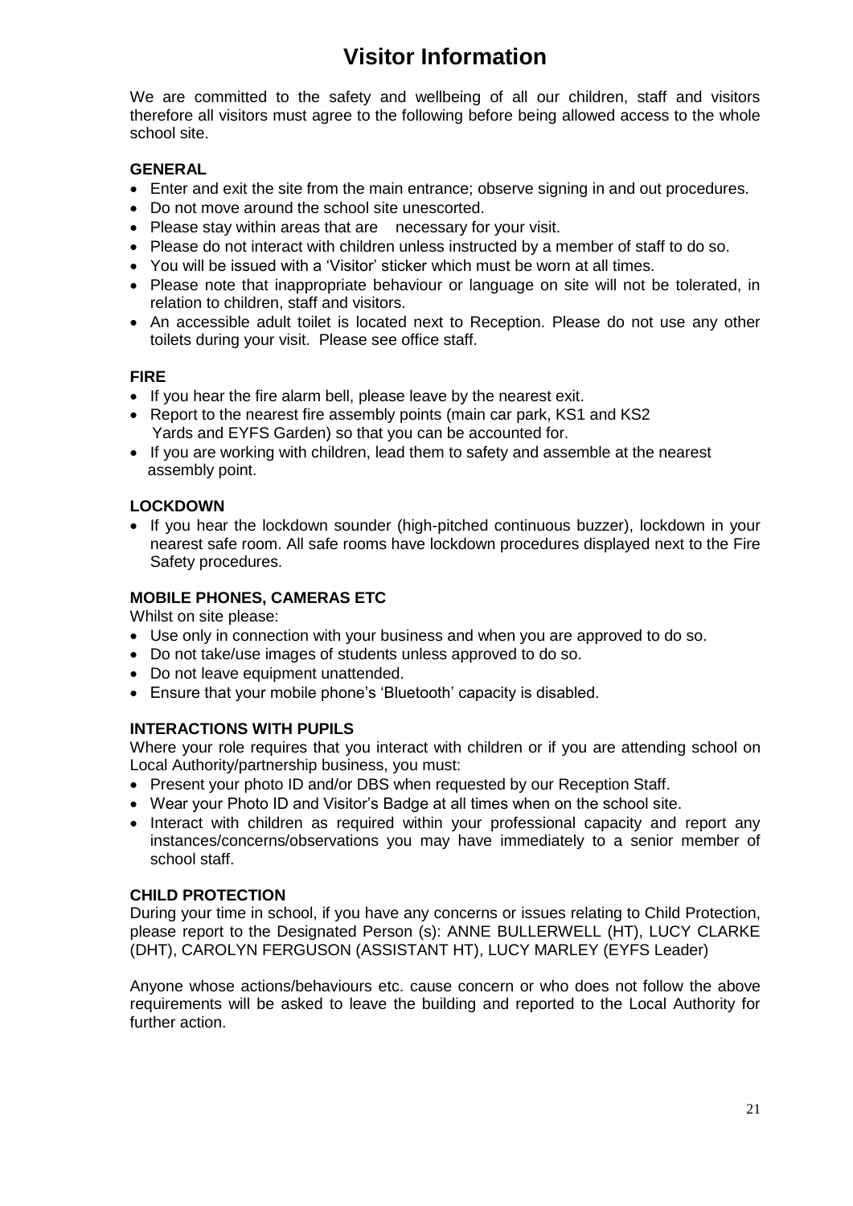# Visitor Information

We are committed to the safety and wellbeing of all our children, staff and visitors therefore all visitors must agree to the following before being allowed access to the whole school site.

**GENERAL**

- Enter and exit the site from the main entrance; observe signing in and out procedures.
- Do not move around the school site unescorted.
- Please stay within areas that are necessary for your visit.
- Please do not interact with children unless instructed by a member of staff to do so.
- You will be issued with a 'Visitor' sticker which must be worn at all times.
- Please note that inappropriate behaviour or language on site will not be tolerated, in relation to children, staff and visitors.
- An accessible adult toilet is located next to Reception. Please do not use any other toilets during your visit. Please see office staff.

**FIRE**

- If you hear the fire alarm bell, please leave by the nearest exit.
- Report to the nearest fire assembly points (main car park, KS1 and KS2 Yards and EYFS Garden) so that you can be accounted for.
- If you are working with children, lead them to safety and assemble at the nearest assembly point.

**LOCKDOWN**

- If you hear the lockdown sounder (high-pitched continuous buzzer), lockdown in your nearest safe room. All safe rooms have lockdown procedures displayed next to the Fire Safety procedures.

**MOBILE PHONES, CAMERAS ETC**

Whilst on site please:

- Use only in connection with your business and when you are approved to do so.
- Do not take/use images of students unless approved to do so.
- Do not leave equipment unattended.
- Ensure that your mobile phone's 'Bluetooth' capacity is disabled.

**INTERACTIONS WITH PUPILS**

Where your role requires that you interact with children or if you are attending school on Local Authority/partnership business, you must:

- Present your photo ID and/or DBS when requested by our Reception Staff.
- Wear your Photo ID and Visitor's Badge at all times when on the school site.
- Interact with children as required within your professional capacity and report any instances/concerns/observations you may have immediately to a senior member of school staff.

**CHILD PROTECTION**

During your time in school, if you have any concerns or issues relating to Child Protection, please report to the Designated Person (s): ANNE BULLERWELL (HT), LUCY CLARKE (DHT), CAROLYN FERGUSON (ASSISTANT HT), LUCY MARLEY (EYFS Leader)

Anyone whose actions/behaviours etc. cause concern or who does not follow the above requirements will be asked to leave the building and reported to the Local Authority for further action.